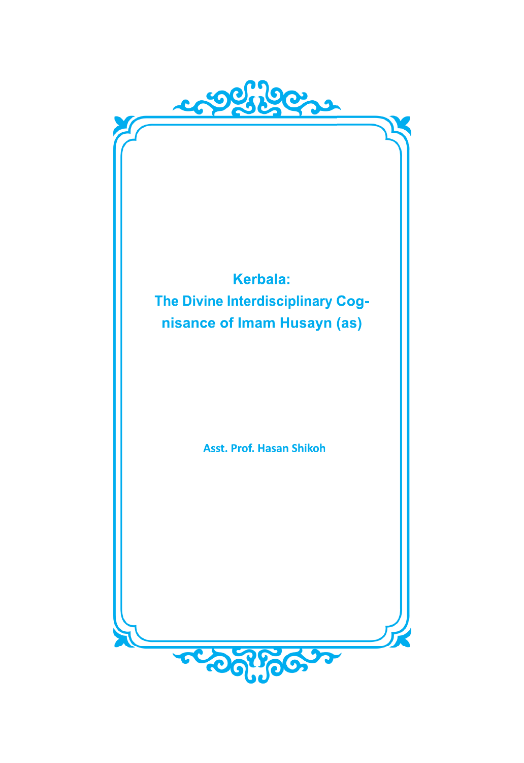# Kerbala: The Divine Interdisciplinary Cognisance of Imam Husayn (as)

**Asst. Prof. Hasan Shikoh**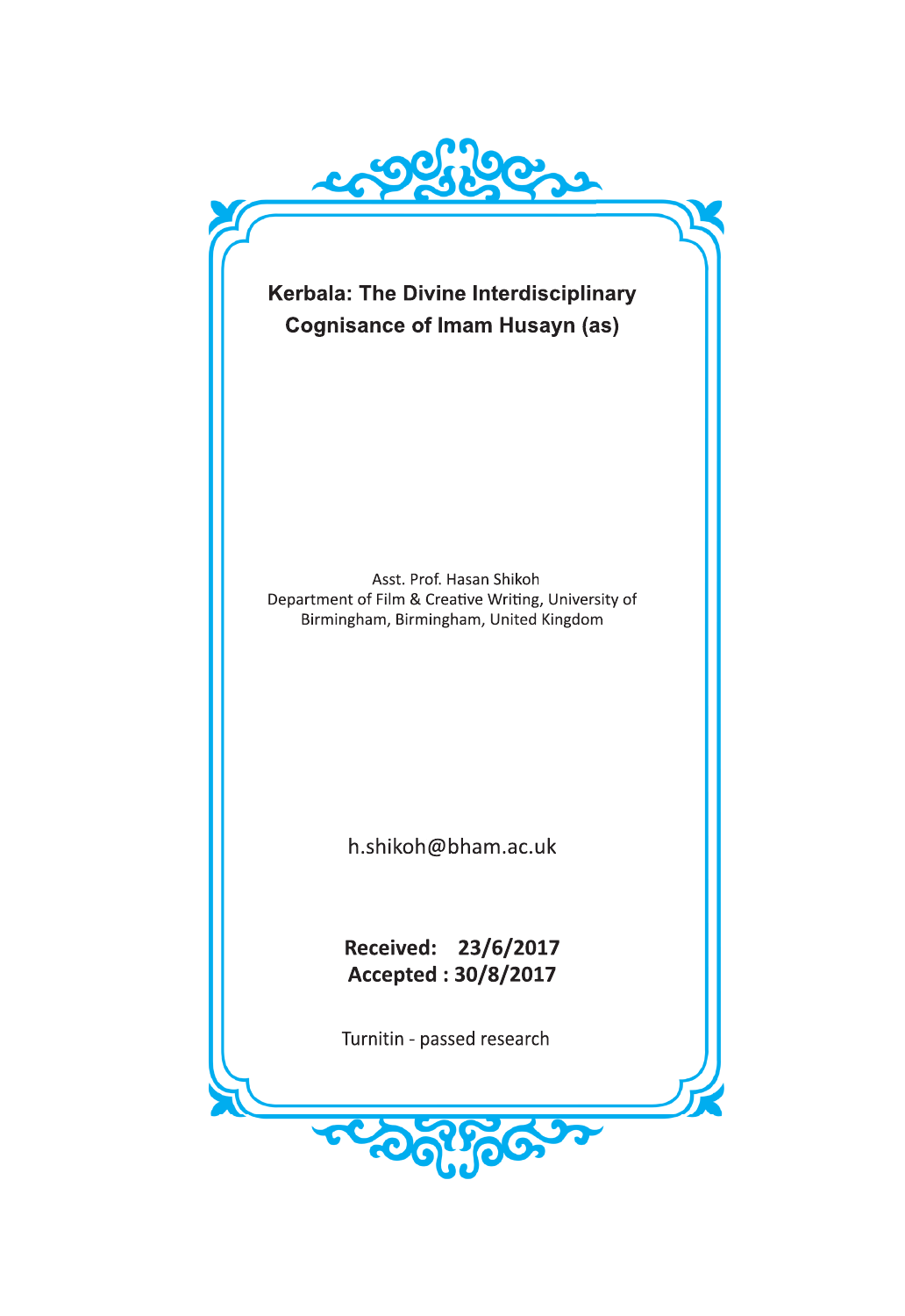# Kerbala: The Divine Interdisciplinary Cognisance of Imam Husayn (as)

Asst. Prof. Hasan Shikoh
Department of Film & Creative Writing, University of Birmingham, Birmingham, United Kingdom

h.shikoh@bham.ac.uk

**Received: 23/6/2017**
**Accepted : 30/8/2017**

Turnitin - passed research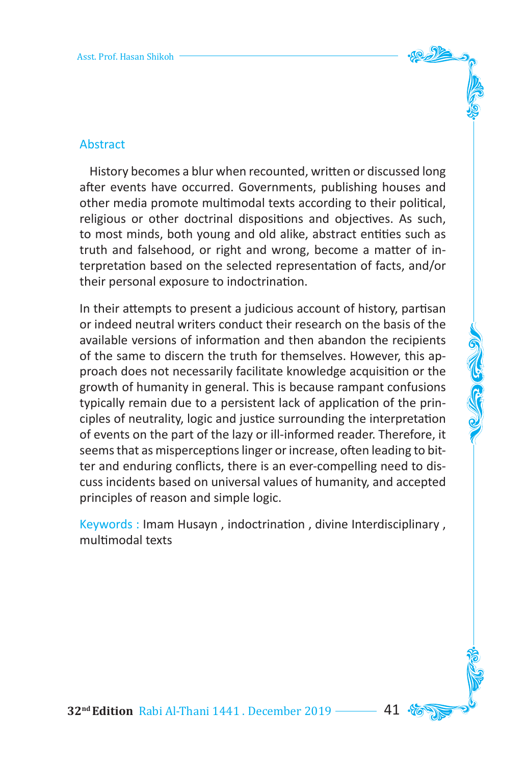## Abstract

History becomes a blur when recounted, written or discussed long after events have occurred. Governments, publishing houses and other media promote multimodal texts according to their political, religious or other doctrinal dispositions and objectives. As such, to most minds, both young and old alike, abstract entities such as truth and falsehood, or right and wrong, become a matter of interpretation based on the selected representation of facts, and/or their personal exposure to indoctrination.

In their attempts to present a judicious account of history, partisan or indeed neutral writers conduct their research on the basis of the available versions of information and then abandon the recipients of the same to discern the truth for themselves. However, this approach does not necessarily facilitate knowledge acquisition or the growth of humanity in general. This is because rampant confusions typically remain due to a persistent lack of application of the principles of neutrality, logic and justice surrounding the interpretation of events on the part of the lazy or ill-informed reader. Therefore, it seems that as misperceptions linger or increase, often leading to bitter and enduring conflicts, there is an ever-compelling need to discuss incidents based on universal values of humanity, and accepted principles of reason and simple logic.

Keywords : Imam Husayn , indoctrination , divine Interdisciplinary , multimodal texts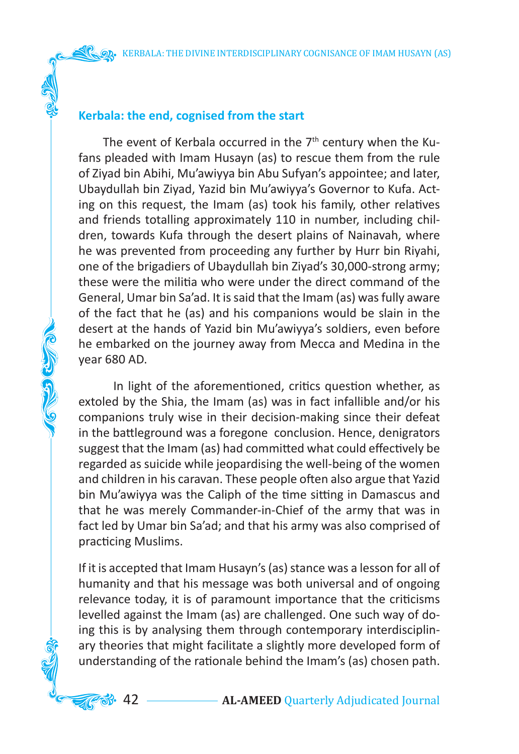## Kerbala: the end, cognised from the start

The event of Kerbala occurred in the 7th century when the Kufans pleaded with Imam Husayn (as) to rescue them from the rule of Ziyad bin Abihi, Mu'awiyya bin Abu Sufyan's appointee; and later, Ubaydullah bin Ziyad, Yazid bin Mu'awiyya's Governor to Kufa. Acting on this request, the Imam (as) took his family, other relatives and friends totalling approximately 110 in number, including children, towards Kufa through the desert plains of Nainavah, where he was prevented from proceeding any further by Hurr bin Riyahi, one of the brigadiers of Ubaydullah bin Ziyad's 30,000-strong army; these were the militia who were under the direct command of the General, Umar bin Sa'ad. It is said that the Imam (as) was fully aware of the fact that he (as) and his companions would be slain in the desert at the hands of Yazid bin Mu'awiyya's soldiers, even before he embarked on the journey away from Mecca and Medina in the year 680 AD.

In light of the aforementioned, critics question whether, as extoled by the Shia, the Imam (as) was in fact infallible and/or his companions truly wise in their decision-making since their defeat in the battleground was a foregone conclusion. Hence, denigrators suggest that the Imam (as) had committed what could effectively be regarded as suicide while jeopardising the well-being of the women and children in his caravan. These people often also argue that Yazid bin Mu'awiyya was the Caliph of the time sitting in Damascus and that he was merely Commander-in-Chief of the army that was in fact led by Umar bin Sa'ad; and that his army was also comprised of practicing Muslims.

If it is accepted that Imam Husayn's (as) stance was a lesson for all of humanity and that his message was both universal and of ongoing relevance today, it is of paramount importance that the criticisms levelled against the Imam (as) are challenged. One such way of doing this is by analysing them through contemporary interdisciplinary theories that might facilitate a slightly more developed form of understanding of the rationale behind the Imam's (as) chosen path.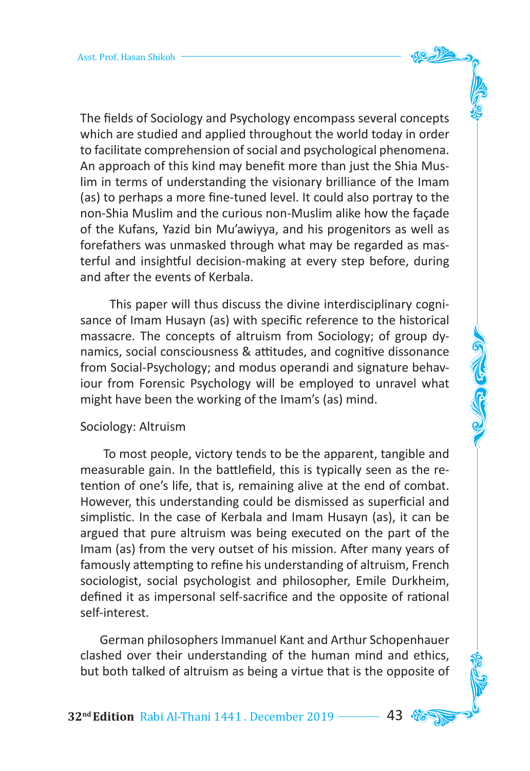The fields of Sociology and Psychology encompass several concepts which are studied and applied throughout the world today in order to facilitate comprehension of social and psychological phenomena. An approach of this kind may benefit more than just the Shia Muslim in terms of understanding the visionary brilliance of the Imam (as) to perhaps a more fine-tuned level. It could also portray to the non-Shia Muslim and the curious non-Muslim alike how the façade of the Kufans, Yazid bin Mu'awiyya, and his progenitors as well as forefathers was unmasked through what may be regarded as masterful and insightful decision-making at every step before, during and after the events of Kerbala.

This paper will thus discuss the divine interdisciplinary cognisance of Imam Husayn (as) with specific reference to the historical massacre. The concepts of altruism from Sociology; of group dynamics, social consciousness & attitudes, and cognitive dissonance from Social-Psychology; and modus operandi and signature behaviour from Forensic Psychology will be employed to unravel what might have been the working of the Imam's (as) mind.

## Sociology: Altruism

To most people, victory tends to be the apparent, tangible and measurable gain. In the battlefield, this is typically seen as the retention of one's life, that is, remaining alive at the end of combat. However, this understanding could be dismissed as superficial and simplistic. In the case of Kerbala and Imam Husayn (as), it can be argued that pure altruism was being executed on the part of the Imam (as) from the very outset of his mission. After many years of famously attempting to refine his understanding of altruism, French sociologist, social psychologist and philosopher, Emile Durkheim, defined it as impersonal self-sacrifice and the opposite of rational self-interest.

German philosophers Immanuel Kant and Arthur Schopenhauer clashed over their understanding of the human mind and ethics, but both talked of altruism as being a virtue that is the opposite of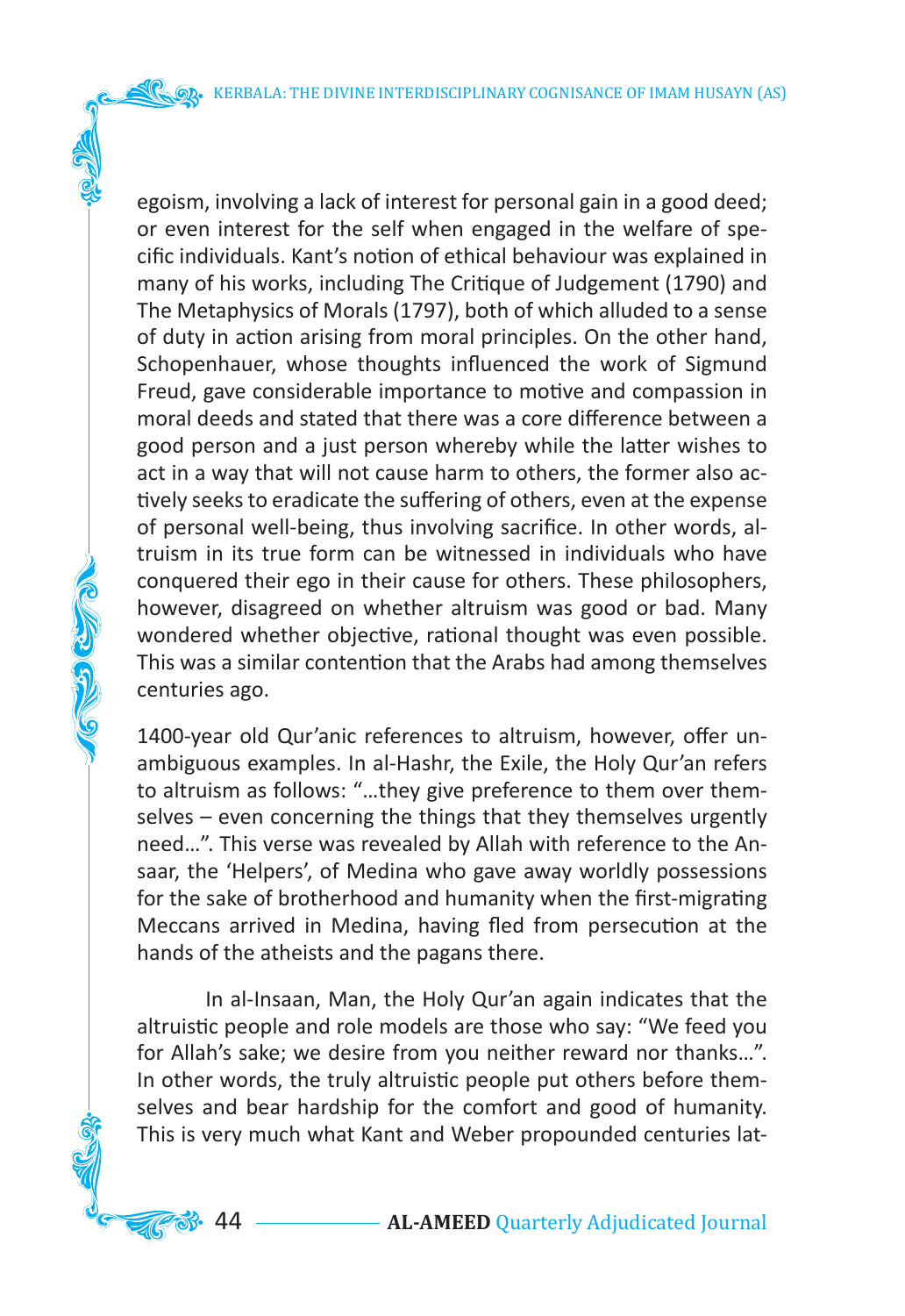egoism, involving a lack of interest for personal gain in a good deed; or even interest for the self when engaged in the welfare of specific individuals. Kant's notion of ethical behaviour was explained in many of his works, including The Critique of Judgement (1790) and The Metaphysics of Morals (1797), both of which alluded to a sense of duty in action arising from moral principles. On the other hand, Schopenhauer, whose thoughts influenced the work of Sigmund Freud, gave considerable importance to motive and compassion in moral deeds and stated that there was a core difference between a good person and a just person whereby while the latter wishes to act in a way that will not cause harm to others, the former also actively seeks to eradicate the suffering of others, even at the expense of personal well-being, thus involving sacrifice. In other words, altruism in its true form can be witnessed in individuals who have conquered their ego in their cause for others. These philosophers, however, disagreed on whether altruism was good or bad. Many wondered whether objective, rational thought was even possible. This was a similar contention that the Arabs had among themselves centuries ago.

1400-year old Qur'anic references to altruism, however, offer unambiguous examples. In al-Hashr, the Exile, the Holy Qur'an refers to altruism as follows: "…they give preference to them over themselves – even concerning the things that they themselves urgently need…". This verse was revealed by Allah with reference to the Ansaar, the 'Helpers', of Medina who gave away worldly possessions for the sake of brotherhood and humanity when the first-migrating Meccans arrived in Medina, having fled from persecution at the hands of the atheists and the pagans there.

In al-Insaan, Man, the Holy Qur'an again indicates that the altruistic people and role models are those who say: "We feed you for Allah's sake; we desire from you neither reward nor thanks…". In other words, the truly altruistic people put others before themselves and bear hardship for the comfort and good of humanity. This is very much what Kant and Weber propounded centuries lat-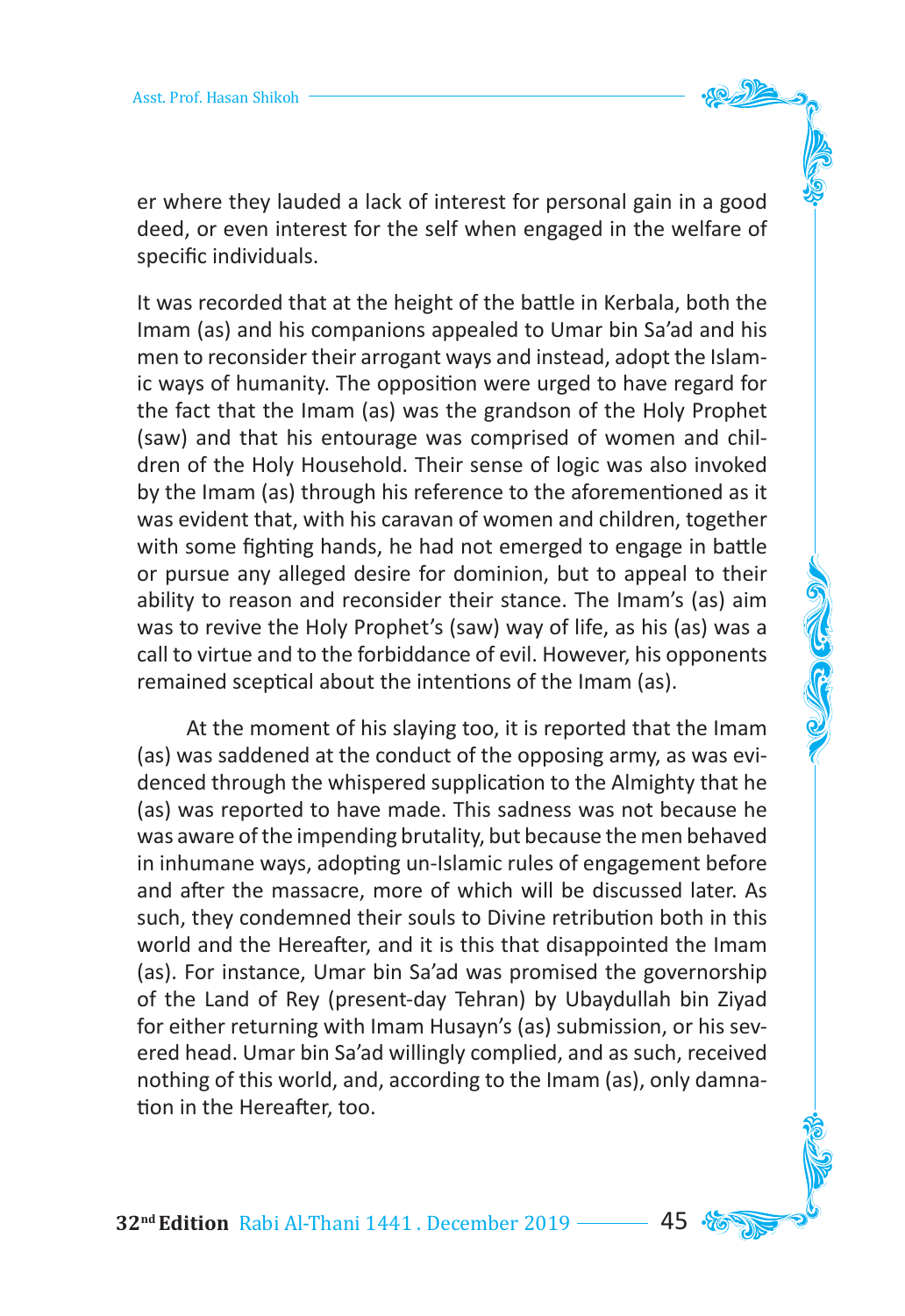er where they lauded a lack of interest for personal gain in a good deed, or even interest for the self when engaged in the welfare of specific individuals.

It was recorded that at the height of the battle in Kerbala, both the Imam (as) and his companions appealed to Umar bin Sa'ad and his men to reconsider their arrogant ways and instead, adopt the Islamic ways of humanity. The opposition were urged to have regard for the fact that the Imam (as) was the grandson of the Holy Prophet (saw) and that his entourage was comprised of women and children of the Holy Household. Their sense of logic was also invoked by the Imam (as) through his reference to the aforementioned as it was evident that, with his caravan of women and children, together with some fighting hands, he had not emerged to engage in battle or pursue any alleged desire for dominion, but to appeal to their ability to reason and reconsider their stance. The Imam's (as) aim was to revive the Holy Prophet's (saw) way of life, as his (as) was a call to virtue and to the forbiddance of evil. However, his opponents remained sceptical about the intentions of the Imam (as).

At the moment of his slaying too, it is reported that the Imam (as) was saddened at the conduct of the opposing army, as was evidenced through the whispered supplication to the Almighty that he (as) was reported to have made. This sadness was not because he was aware of the impending brutality, but because the men behaved in inhumane ways, adopting un-Islamic rules of engagement before and after the massacre, more of which will be discussed later. As such, they condemned their souls to Divine retribution both in this world and the Hereafter, and it is this that disappointed the Imam (as). For instance, Umar bin Sa'ad was promised the governorship of the Land of Rey (present-day Tehran) by Ubaydullah bin Ziyad for either returning with Imam Husayn's (as) submission, or his severed head. Umar bin Sa'ad willingly complied, and as such, received nothing of this world, and, according to the Imam (as), only damnation in the Hereafter, too.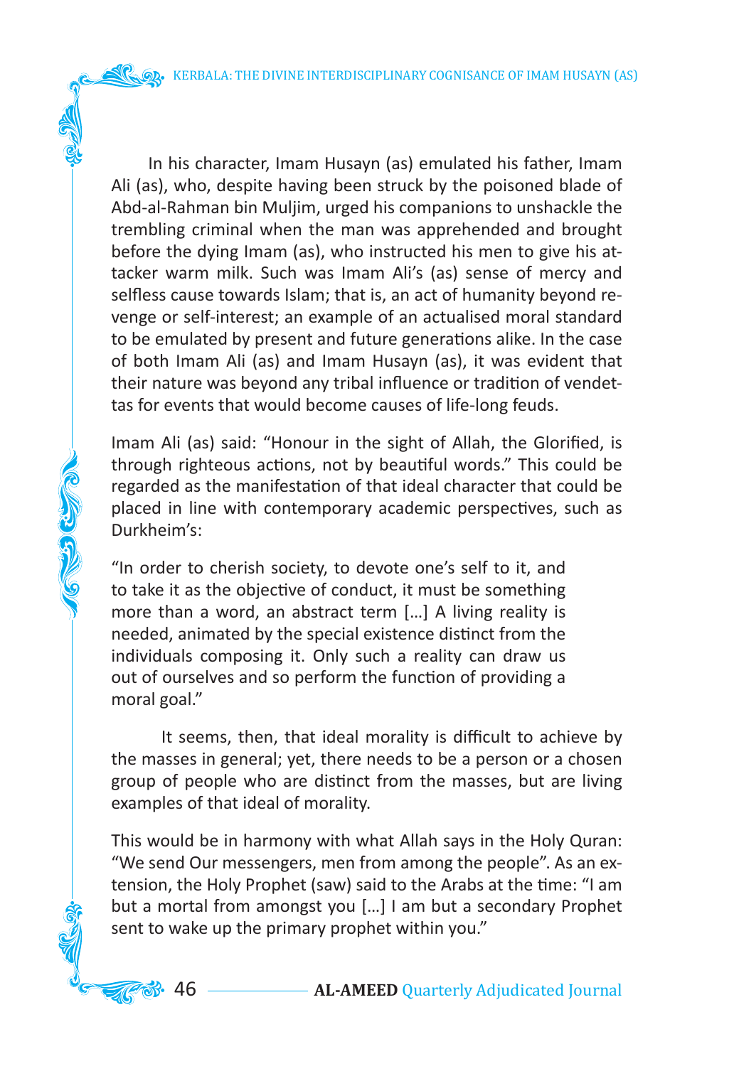In his character, Imam Husayn (as) emulated his father, Imam Ali (as), who, despite having been struck by the poisoned blade of Abd-al-Rahman bin Muljim, urged his companions to unshackle the trembling criminal when the man was apprehended and brought before the dying Imam (as), who instructed his men to give his attacker warm milk. Such was Imam Ali's (as) sense of mercy and selfless cause towards Islam; that is, an act of humanity beyond revenge or self-interest; an example of an actualised moral standard to be emulated by present and future generations alike. In the case of both Imam Ali (as) and Imam Husayn (as), it was evident that their nature was beyond any tribal influence or tradition of vendettas for events that would become causes of life-long feuds.

Imam Ali (as) said: "Honour in the sight of Allah, the Glorified, is through righteous actions, not by beautiful words." This could be regarded as the manifestation of that ideal character that could be placed in line with contemporary academic perspectives, such as Durkheim's:

> "In order to cherish society, to devote one's self to it, and to take it as the objective of conduct, it must be something more than a word, an abstract term [...] A living reality is needed, animated by the special existence distinct from the individuals composing it. Only such a reality can draw us out of ourselves and so perform the function of providing a moral goal."

It seems, then, that ideal morality is difficult to achieve by the masses in general; yet, there needs to be a person or a chosen group of people who are distinct from the masses, but are living examples of that ideal of morality.

This would be in harmony with what Allah says in the Holy Quran: "We send Our messengers, men from among the people". As an extension, the Holy Prophet (saw) said to the Arabs at the time: "I am but a mortal from amongst you [...] I am but a secondary Prophet sent to wake up the primary prophet within you."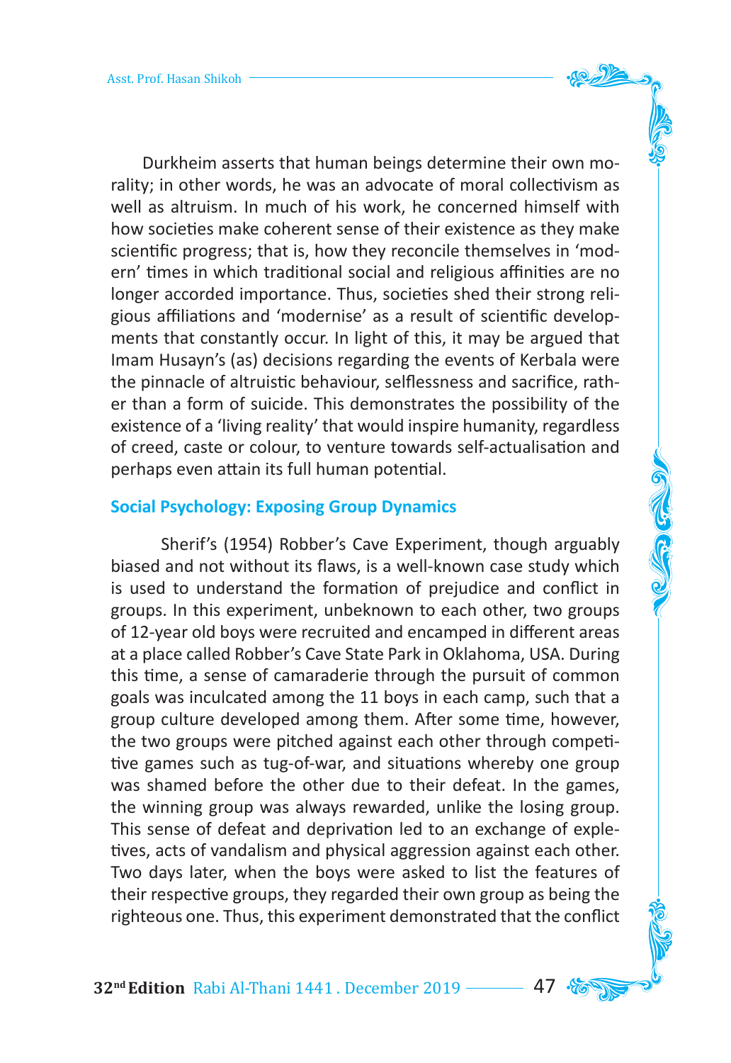Durkheim asserts that human beings determine their own morality; in other words, he was an advocate of moral collectivism as well as altruism. In much of his work, he concerned himself with how societies make coherent sense of their existence as they make scientific progress; that is, how they reconcile themselves in 'modern' times in which traditional social and religious affinities are no longer accorded importance. Thus, societies shed their strong religious affiliations and 'modernise' as a result of scientific developments that constantly occur. In light of this, it may be argued that Imam Husayn's (as) decisions regarding the events of Kerbala were the pinnacle of altruistic behaviour, selflessness and sacrifice, rather than a form of suicide. This demonstrates the possibility of the existence of a 'living reality' that would inspire humanity, regardless of creed, caste or colour, to venture towards self-actualisation and perhaps even attain its full human potential.

## Social Psychology: Exposing Group Dynamics

Sherif's (1954) Robber's Cave Experiment, though arguably biased and not without its flaws, is a well-known case study which is used to understand the formation of prejudice and conflict in groups. In this experiment, unbeknown to each other, two groups of 12-year old boys were recruited and encamped in different areas at a place called Robber's Cave State Park in Oklahoma, USA. During this time, a sense of camaraderie through the pursuit of common goals was inculcated among the 11 boys in each camp, such that a group culture developed among them. After some time, however, the two groups were pitched against each other through competitive games such as tug-of-war, and situations whereby one group was shamed before the other due to their defeat. In the games, the winning group was always rewarded, unlike the losing group. This sense of defeat and deprivation led to an exchange of expletives, acts of vandalism and physical aggression against each other. Two days later, when the boys were asked to list the features of their respective groups, they regarded their own group as being the righteous one. Thus, this experiment demonstrated that the conflict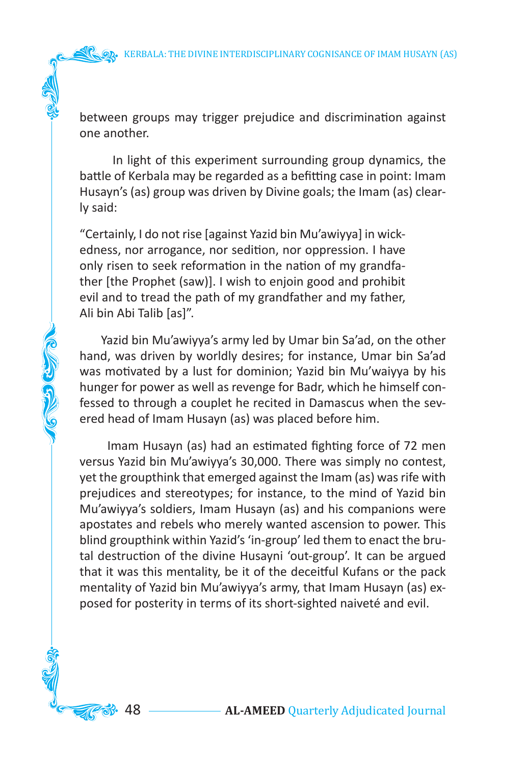between groups may trigger prejudice and discrimination against one another.

In light of this experiment surrounding group dynamics, the battle of Kerbala may be regarded as a befitting case in point: Imam Husayn's (as) group was driven by Divine goals; the Imam (as) clearly said:

> "Certainly, I do not rise [against Yazid bin Mu'awiyya] in wickedness, nor arrogance, nor sedition, nor oppression. I have only risen to seek reformation in the nation of my grandfather [the Prophet (saw)]. I wish to enjoin good and prohibit evil and to tread the path of my grandfather and my father, Ali bin Abi Talib [as]".

Yazid bin Mu'awiyya's army led by Umar bin Sa'ad, on the other hand, was driven by worldly desires; for instance, Umar bin Sa'ad was motivated by a lust for dominion; Yazid bin Mu'waiyya by his hunger for power as well as revenge for Badr, which he himself confessed to through a couplet he recited in Damascus when the severed head of Imam Husayn (as) was placed before him.

Imam Husayn (as) had an estimated fighting force of 72 men versus Yazid bin Mu'awiyya's 30,000. There was simply no contest, yet the groupthink that emerged against the Imam (as) was rife with prejudices and stereotypes; for instance, to the mind of Yazid bin Mu'awiyya's soldiers, Imam Husayn (as) and his companions were apostates and rebels who merely wanted ascension to power. This blind groupthink within Yazid's 'in-group' led them to enact the brutal destruction of the divine Husayni 'out-group'. It can be argued that it was this mentality, be it of the deceitful Kufans or the pack mentality of Yazid bin Mu'awiyya's army, that Imam Husayn (as) exposed for posterity in terms of its short-sighted naiveté and evil.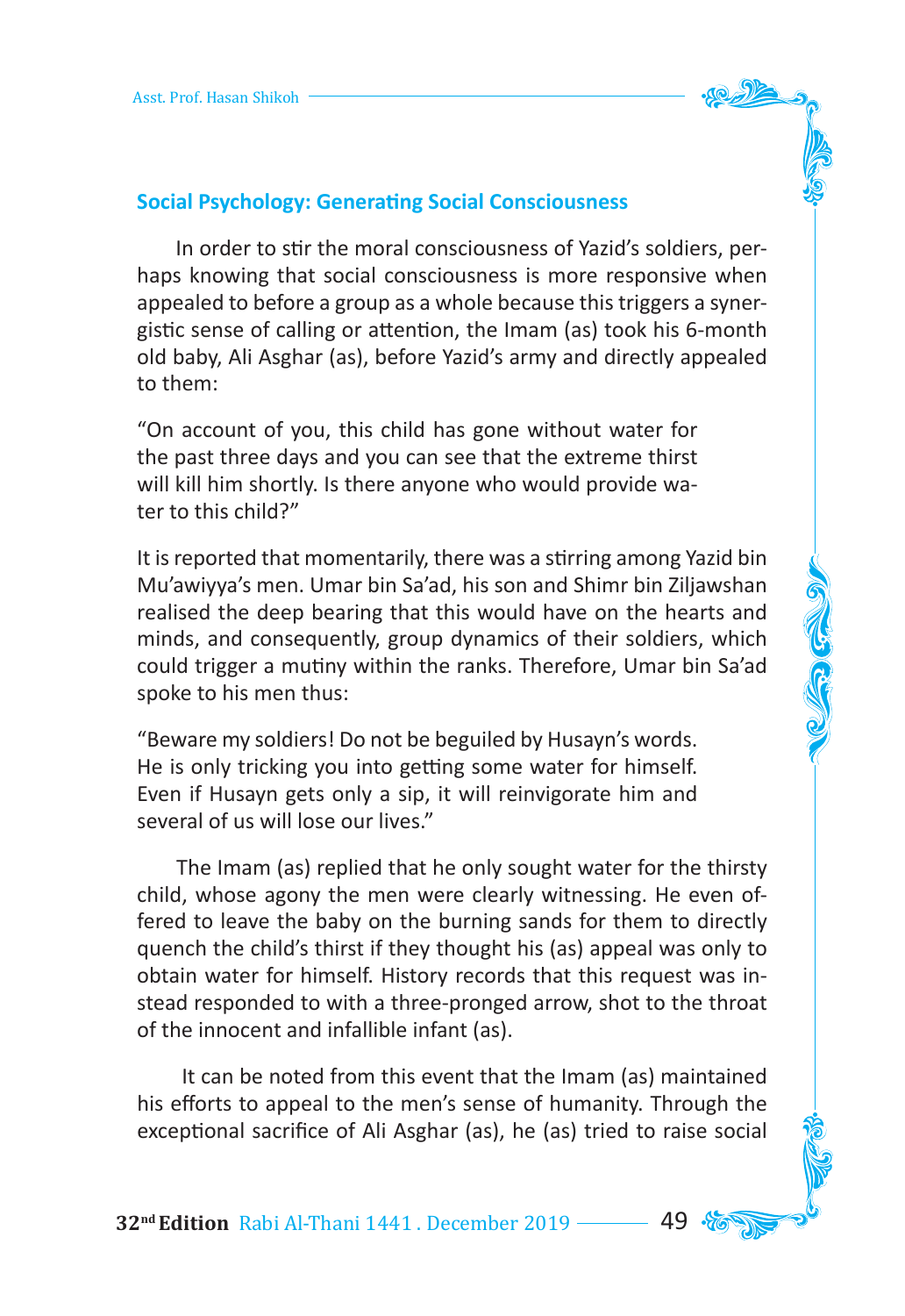### Social Psychology: Generating Social Consciousness

In order to stir the moral consciousness of Yazid's soldiers, perhaps knowing that social consciousness is more responsive when appealed to before a group as a whole because this triggers a synergistic sense of calling or attention, the Imam (as) took his 6-month old baby, Ali Asghar (as), before Yazid's army and directly appealed to them:

> "On account of you, this child has gone without water for the past three days and you can see that the extreme thirst will kill him shortly. Is there anyone who would provide water to this child?"

It is reported that momentarily, there was a stirring among Yazid bin Mu'awiyya's men. Umar bin Sa'ad, his son and Shimr bin Ziljawshan realised the deep bearing that this would have on the hearts and minds, and consequently, group dynamics of their soldiers, which could trigger a mutiny within the ranks. Therefore, Umar bin Sa'ad spoke to his men thus:

> "Beware my soldiers! Do not be beguiled by Husayn's words. He is only tricking you into getting some water for himself. Even if Husayn gets only a sip, it will reinvigorate him and several of us will lose our lives."

The Imam (as) replied that he only sought water for the thirsty child, whose agony the men were clearly witnessing. He even offered to leave the baby on the burning sands for them to directly quench the child's thirst if they thought his (as) appeal was only to obtain water for himself. History records that this request was instead responded to with a three-pronged arrow, shot to the throat of the innocent and infallible infant (as).

It can be noted from this event that the Imam (as) maintained his efforts to appeal to the men's sense of humanity. Through the exceptional sacrifice of Ali Asghar (as), he (as) tried to raise social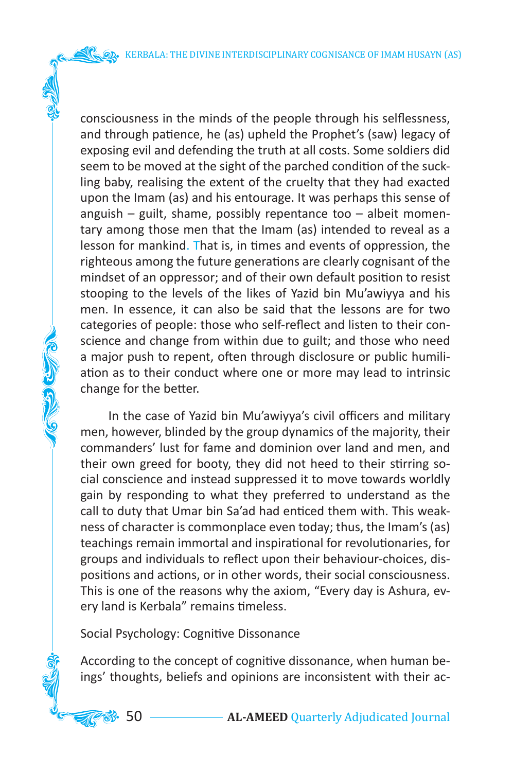consciousness in the minds of the people through his selflessness, and through patience, he (as) upheld the Prophet's (saw) legacy of exposing evil and defending the truth at all costs. Some soldiers did seem to be moved at the sight of the parched condition of the suckling baby, realising the extent of the cruelty that they had exacted upon the Imam (as) and his entourage. It was perhaps this sense of anguish – guilt, shame, possibly repentance too – albeit momentary among those men that the Imam (as) intended to reveal as a lesson for mankind. That is, in times and events of oppression, the righteous among the future generations are clearly cognisant of the mindset of an oppressor; and of their own default position to resist stooping to the levels of the likes of Yazid bin Mu'awiyya and his men. In essence, it can also be said that the lessons are for two categories of people: those who self-reflect and listen to their conscience and change from within due to guilt; and those who need a major push to repent, often through disclosure or public humiliation as to their conduct where one or more may lead to intrinsic change for the better.

In the case of Yazid bin Mu'awiyya's civil officers and military men, however, blinded by the group dynamics of the majority, their commanders' lust for fame and dominion over land and men, and their own greed for booty, they did not heed to their stirring social conscience and instead suppressed it to move towards worldly gain by responding to what they preferred to understand as the call to duty that Umar bin Sa'ad had enticed them with. This weakness of character is commonplace even today; thus, the Imam's (as) teachings remain immortal and inspirational for revolutionaries, for groups and individuals to reflect upon their behaviour-choices, dispositions and actions, or in other words, their social consciousness. This is one of the reasons why the axiom, "Every day is Ashura, every land is Kerbala" remains timeless.

### Social Psychology: Cognitive Dissonance

According to the concept of cognitive dissonance, when human beings' thoughts, beliefs and opinions are inconsistent with their ac-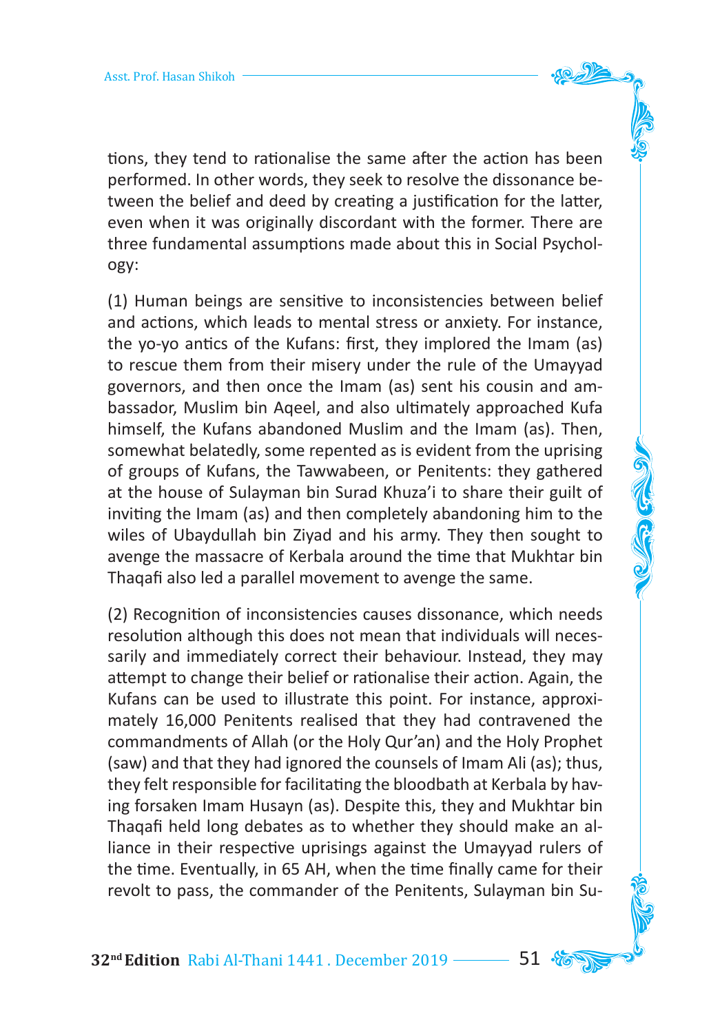tions, they tend to rationalise the same after the action has been performed. In other words, they seek to resolve the dissonance between the belief and deed by creating a justification for the latter, even when it was originally discordant with the former. There are three fundamental assumptions made about this in Social Psychology:

(1) Human beings are sensitive to inconsistencies between belief and actions, which leads to mental stress or anxiety. For instance, the yo-yo antics of the Kufans: first, they implored the Imam (as) to rescue them from their misery under the rule of the Umayyad governors, and then once the Imam (as) sent his cousin and ambassador, Muslim bin Aqeel, and also ultimately approached Kufa himself, the Kufans abandoned Muslim and the Imam (as). Then, somewhat belatedly, some repented as is evident from the uprising of groups of Kufans, the Tawwabeen, or Penitents: they gathered at the house of Sulayman bin Surad Khuza'i to share their guilt of inviting the Imam (as) and then completely abandoning him to the wiles of Ubaydullah bin Ziyad and his army. They then sought to avenge the massacre of Kerbala around the time that Mukhtar bin Thaqafi also led a parallel movement to avenge the same.

(2) Recognition of inconsistencies causes dissonance, which needs resolution although this does not mean that individuals will necessarily and immediately correct their behaviour. Instead, they may attempt to change their belief or rationalise their action. Again, the Kufans can be used to illustrate this point. For instance, approximately 16,000 Penitents realised that they had contravened the commandments of Allah (or the Holy Qur'an) and the Holy Prophet (saw) and that they had ignored the counsels of Imam Ali (as); thus, they felt responsible for facilitating the bloodbath at Kerbala by having forsaken Imam Husayn (as). Despite this, they and Mukhtar bin Thaqafi held long debates as to whether they should make an alliance in their respective uprisings against the Umayyad rulers of the time. Eventually, in 65 AH, when the time finally came for their revolt to pass, the commander of the Penitents, Sulayman bin Su-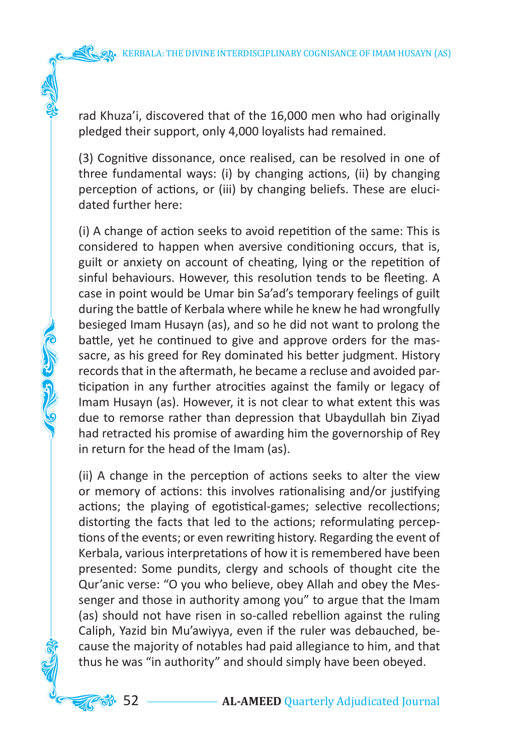rad Khuza'i, discovered that of the 16,000 men who had originally pledged their support, only 4,000 loyalists had remained.

(3) Cognitive dissonance, once realised, can be resolved in one of three fundamental ways: (i) by changing actions, (ii) by changing perception of actions, or (iii) by changing beliefs. These are elucidated further here:

(i) A change of action seeks to avoid repetition of the same: This is considered to happen when aversive conditioning occurs, that is, guilt or anxiety on account of cheating, lying or the repetition of sinful behaviours. However, this resolution tends to be fleeting. A case in point would be Umar bin Sa'ad's temporary feelings of guilt during the battle of Kerbala where while he knew he had wrongfully besieged Imam Husayn (as), and so he did not want to prolong the battle, yet he continued to give and approve orders for the massacre, as his greed for Rey dominated his better judgment. History records that in the aftermath, he became a recluse and avoided participation in any further atrocities against the family or legacy of Imam Husayn (as). However, it is not clear to what extent this was due to remorse rather than depression that Ubaydullah bin Ziyad had retracted his promise of awarding him the governorship of Rey in return for the head of the Imam (as).

(ii) A change in the perception of actions seeks to alter the view or memory of actions: this involves rationalising and/or justifying actions; the playing of egotistical-games; selective recollections; distorting the facts that led to the actions; reformulating perceptions of the events; or even rewriting history. Regarding the event of Kerbala, various interpretations of how it is remembered have been presented: Some pundits, clergy and schools of thought cite the Qur'anic verse: "O you who believe, obey Allah and obey the Messenger and those in authority among you" to argue that the Imam (as) should not have risen in so-called rebellion against the ruling Caliph, Yazid bin Mu'awiyya, even if the ruler was debauched, because the majority of notables had paid allegiance to him, and that thus he was "in authority" and should simply have been obeyed.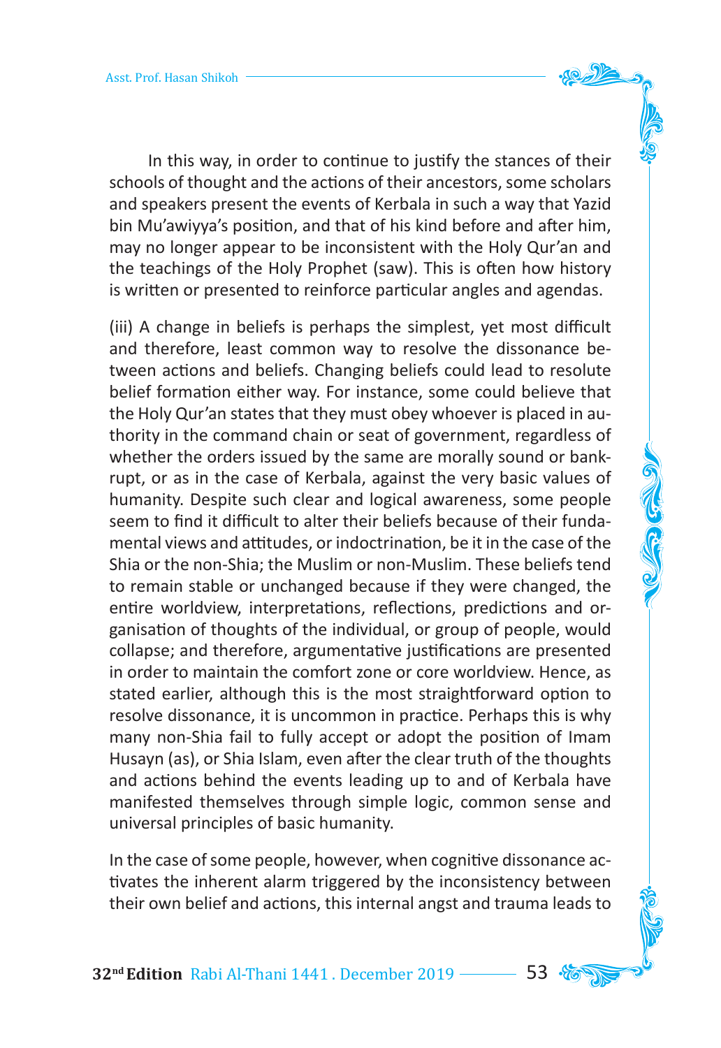In this way, in order to continue to justify the stances of their schools of thought and the actions of their ancestors, some scholars and speakers present the events of Kerbala in such a way that Yazid bin Mu'awiyya's position, and that of his kind before and after him, may no longer appear to be inconsistent with the Holy Qur'an and the teachings of the Holy Prophet (saw). This is often how history is written or presented to reinforce particular angles and agendas.

(iii) A change in beliefs is perhaps the simplest, yet most difficult and therefore, least common way to resolve the dissonance between actions and beliefs. Changing beliefs could lead to resolute belief formation either way. For instance, some could believe that the Holy Qur'an states that they must obey whoever is placed in authority in the command chain or seat of government, regardless of whether the orders issued by the same are morally sound or bankrupt, or as in the case of Kerbala, against the very basic values of humanity. Despite such clear and logical awareness, some people seem to find it difficult to alter their beliefs because of their fundamental views and attitudes, or indoctrination, be it in the case of the Shia or the non-Shia; the Muslim or non-Muslim. These beliefs tend to remain stable or unchanged because if they were changed, the entire worldview, interpretations, reflections, predictions and organisation of thoughts of the individual, or group of people, would collapse; and therefore, argumentative justifications are presented in order to maintain the comfort zone or core worldview. Hence, as stated earlier, although this is the most straightforward option to resolve dissonance, it is uncommon in practice. Perhaps this is why many non-Shia fail to fully accept or adopt the position of Imam Husayn (as), or Shia Islam, even after the clear truth of the thoughts and actions behind the events leading up to and of Kerbala have manifested themselves through simple logic, common sense and universal principles of basic humanity.

In the case of some people, however, when cognitive dissonance activates the inherent alarm triggered by the inconsistency between their own belief and actions, this internal angst and trauma leads to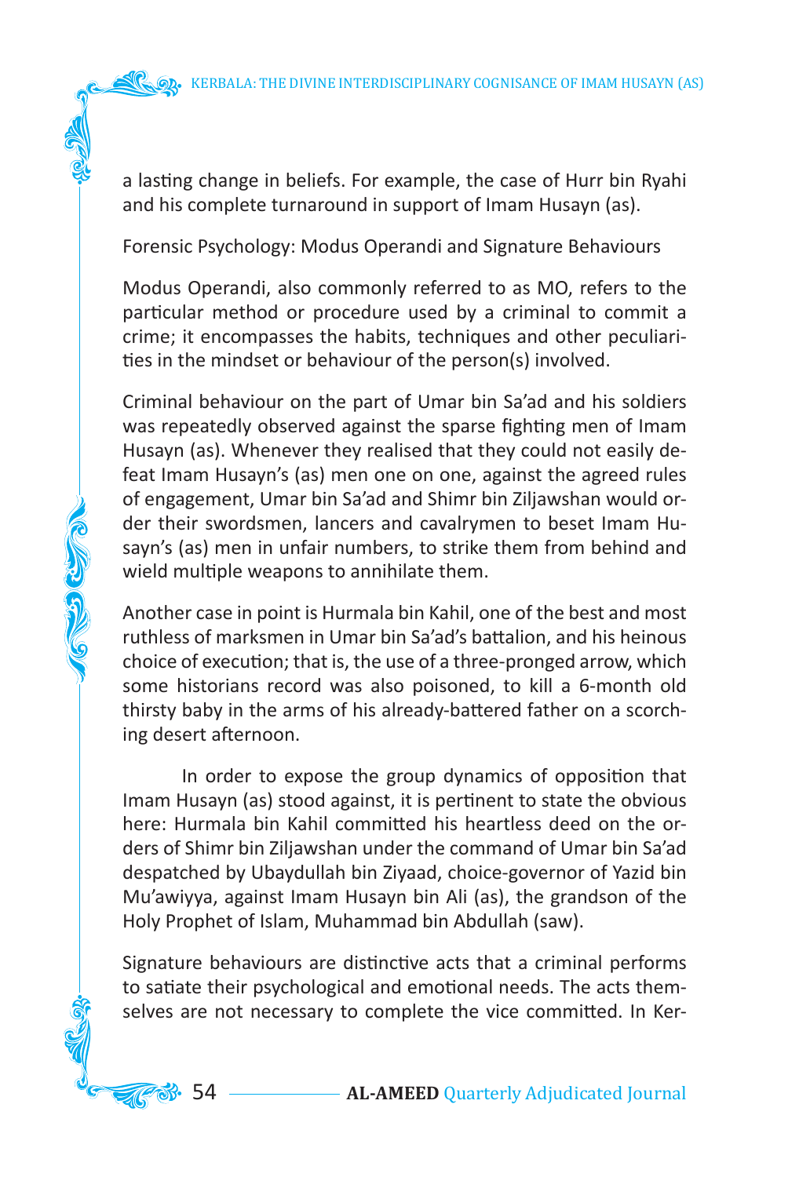a lasting change in beliefs. For example, the case of Hurr bin Ryahi and his complete turnaround in support of Imam Husayn (as).

## Forensic Psychology: Modus Operandi and Signature Behaviours

Modus Operandi, also commonly referred to as MO, refers to the particular method or procedure used by a criminal to commit a crime; it encompasses the habits, techniques and other peculiarities in the mindset or behaviour of the person(s) involved.

Criminal behaviour on the part of Umar bin Sa'ad and his soldiers was repeatedly observed against the sparse fighting men of Imam Husayn (as). Whenever they realised that they could not easily defeat Imam Husayn's (as) men one on one, against the agreed rules of engagement, Umar bin Sa'ad and Shimr bin Ziljawshan would order their swordsmen, lancers and cavalrymen to beset Imam Husayn's (as) men in unfair numbers, to strike them from behind and wield multiple weapons to annihilate them.

Another case in point is Hurmala bin Kahil, one of the best and most ruthless of marksmen in Umar bin Sa'ad's battalion, and his heinous choice of execution; that is, the use of a three-pronged arrow, which some historians record was also poisoned, to kill a 6-month old thirsty baby in the arms of his already-battered father on a scorching desert afternoon.

In order to expose the group dynamics of opposition that Imam Husayn (as) stood against, it is pertinent to state the obvious here: Hurmala bin Kahil committed his heartless deed on the orders of Shimr bin Ziljawshan under the command of Umar bin Sa'ad despatched by Ubaydullah bin Ziyaad, choice-governor of Yazid bin Mu'awiyya, against Imam Husayn bin Ali (as), the grandson of the Holy Prophet of Islam, Muhammad bin Abdullah (saw).

Signature behaviours are distinctive acts that a criminal performs to satiate their psychological and emotional needs. The acts themselves are not necessary to complete the vice committed. In Ker-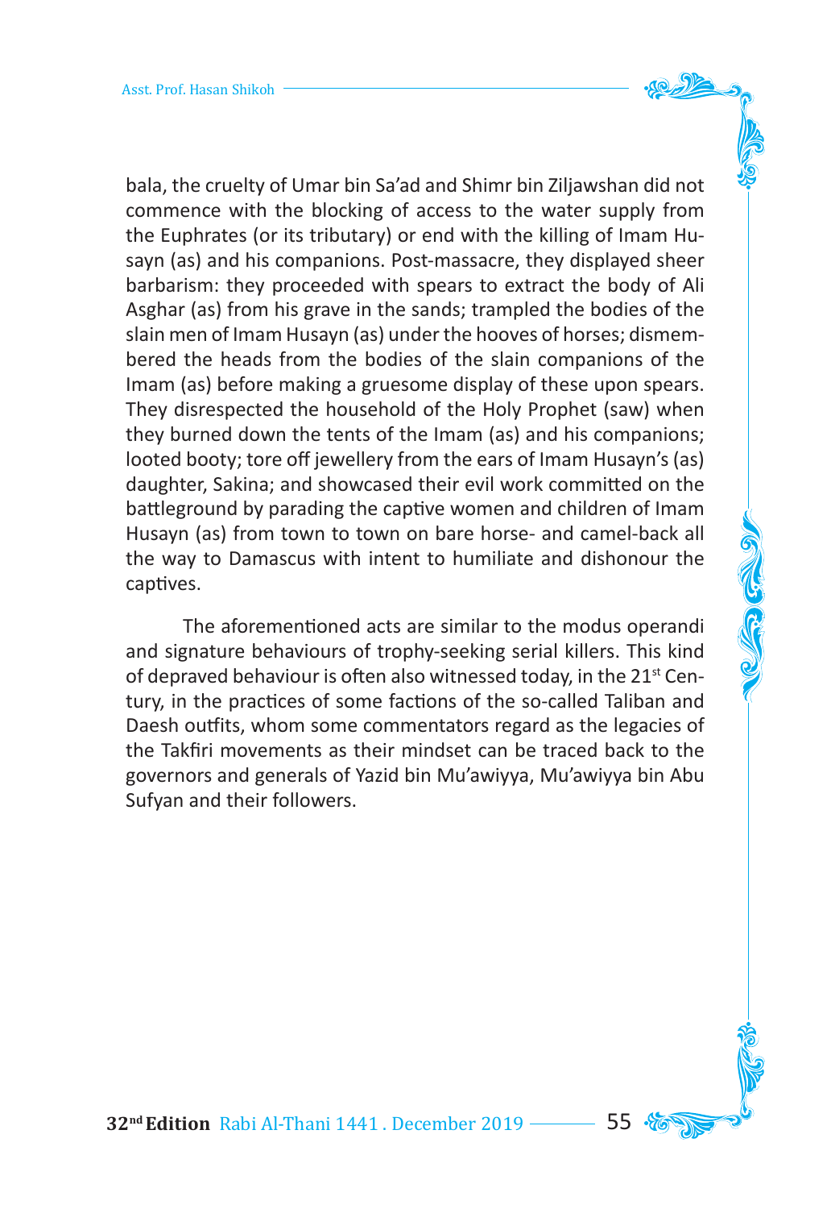bala, the cruelty of Umar bin Sa'ad and Shimr bin Ziljawshan did not commence with the blocking of access to the water supply from the Euphrates (or its tributary) or end with the killing of Imam Husayn (as) and his companions. Post-massacre, they displayed sheer barbarism: they proceeded with spears to extract the body of Ali Asghar (as) from his grave in the sands; trampled the bodies of the slain men of Imam Husayn (as) under the hooves of horses; dismembered the heads from the bodies of the slain companions of the Imam (as) before making a gruesome display of these upon spears. They disrespected the household of the Holy Prophet (saw) when they burned down the tents of the Imam (as) and his companions; looted booty; tore off jewellery from the ears of Imam Husayn's (as) daughter, Sakina; and showcased their evil work committed on the battleground by parading the captive women and children of Imam Husayn (as) from town to town on bare horse- and camel-back all the way to Damascus with intent to humiliate and dishonour the captives.

The aforementioned acts are similar to the modus operandi and signature behaviours of trophy-seeking serial killers. This kind of depraved behaviour is often also witnessed today, in the 21st Century, in the practices of some factions of the so-called Taliban and Daesh outfits, whom some commentators regard as the legacies of the Takfiri movements as their mindset can be traced back to the governors and generals of Yazid bin Mu'awiyya, Mu'awiyya bin Abu Sufyan and their followers.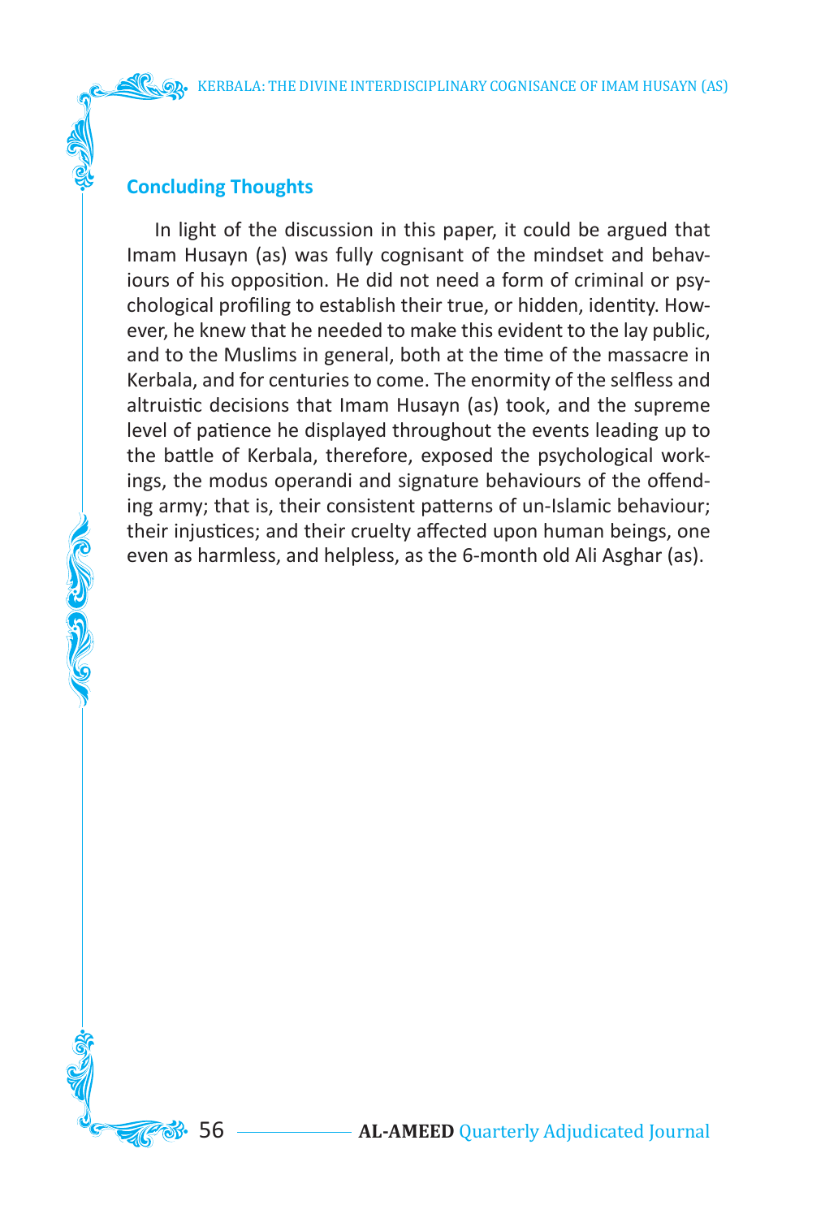## Concluding Thoughts

In light of the discussion in this paper, it could be argued that Imam Husayn (as) was fully cognisant of the mindset and behaviours of his opposition. He did not need a form of criminal or psychological profiling to establish their true, or hidden, identity. However, he knew that he needed to make this evident to the lay public, and to the Muslims in general, both at the time of the massacre in Kerbala, and for centuries to come. The enormity of the selfless and altruistic decisions that Imam Husayn (as) took, and the supreme level of patience he displayed throughout the events leading up to the battle of Kerbala, therefore, exposed the psychological workings, the modus operandi and signature behaviours of the offending army; that is, their consistent patterns of un-Islamic behaviour; their injustices; and their cruelty affected upon human beings, one even as harmless, and helpless, as the 6-month old Ali Asghar (as).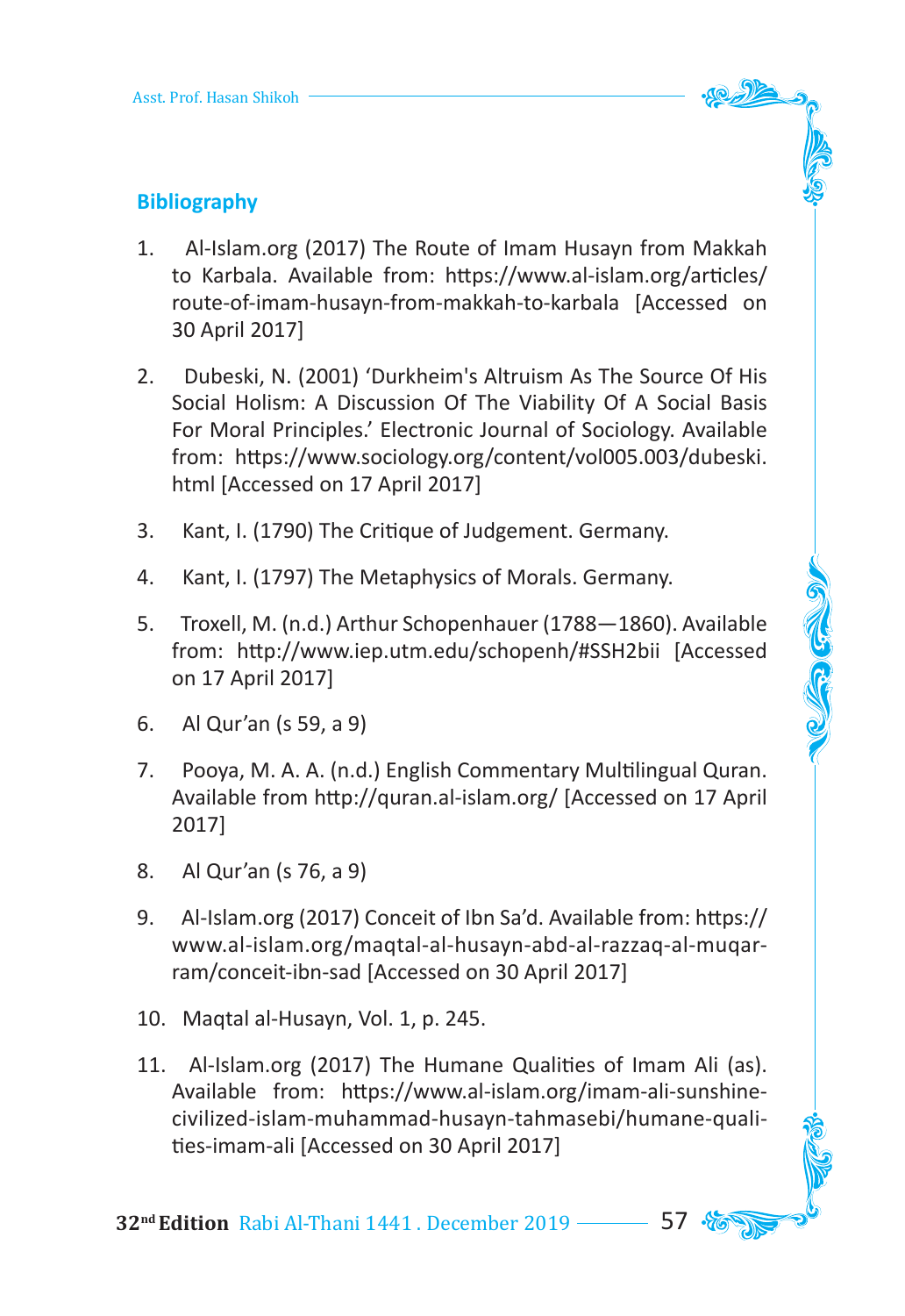## Bibliography

1. Al-Islam.org (2017) The Route of Imam Husayn from Makkah to Karbala. Available from: https://www.al-islam.org/articles/route-of-imam-husayn-from-makkah-to-karbala [Accessed on 30 April 2017]

2. Dubeski, N. (2001) 'Durkheim's Altruism As The Source Of His Social Holism: A Discussion Of The Viability Of A Social Basis For Moral Principles.' Electronic Journal of Sociology. Available from: https://www.sociology.org/content/vol005.003/dubeski.html [Accessed on 17 April 2017]

3. Kant, I. (1790) The Critique of Judgement. Germany.

4. Kant, I. (1797) The Metaphysics of Morals. Germany.

5. Troxell, M. (n.d.) Arthur Schopenhauer (1788—1860). Available from: http://www.iep.utm.edu/schopenh/#SSH2bii [Accessed on 17 April 2017]

6. Al Qur'an (s 59, a 9)

7. Pooya, M. A. A. (n.d.) English Commentary Multilingual Quran. Available from http://quran.al-islam.org/ [Accessed on 17 April 2017]

8. Al Qur'an (s 76, a 9)

9. Al-Islam.org (2017) Conceit of Ibn Sa'd. Available from: https://www.al-islam.org/maqtal-al-husayn-abd-al-razzaq-al-muqarram/conceit-ibn-sad [Accessed on 30 April 2017]

10. Maqtal al-Husayn, Vol. 1, p. 245.

11. Al-Islam.org (2017) The Humane Qualities of Imam Ali (as). Available from: https://www.al-islam.org/imam-ali-sunshine-civilized-islam-muhammad-husayn-tahmasebi/humane-qualities-imam-ali [Accessed on 30 April 2017]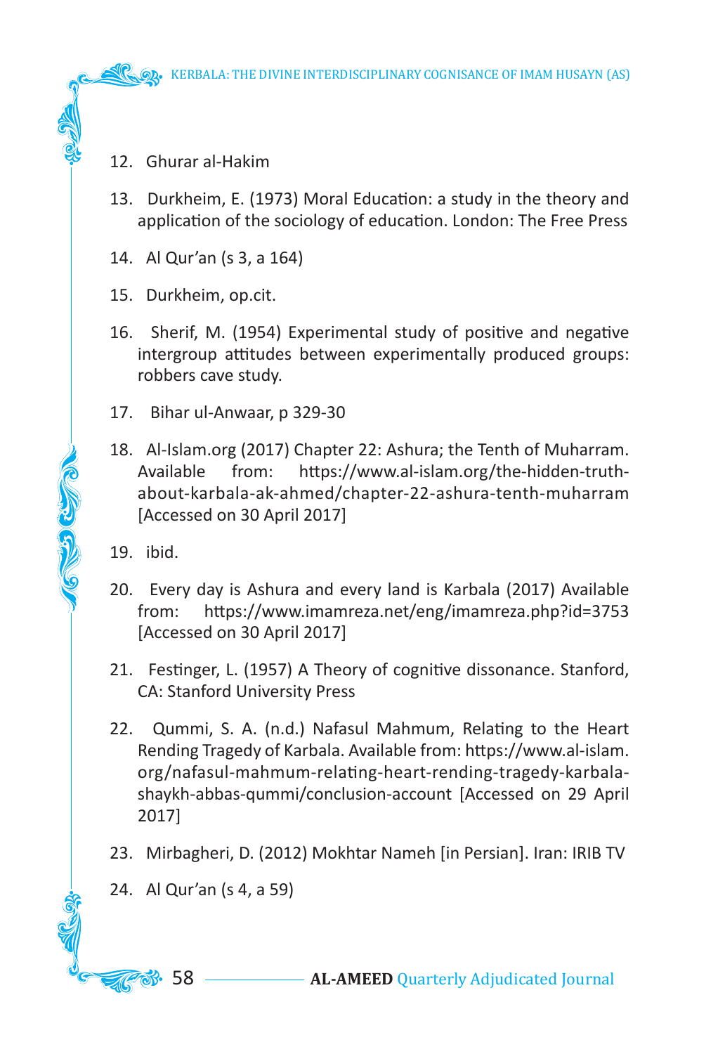12. Ghurar al-Hakim

13. Durkheim, E. (1973) Moral Education: a study in the theory and application of the sociology of education. London: The Free Press

14. Al Qur'an (s 3, a 164)

15. Durkheim, op.cit.

16. Sherif, M. (1954) Experimental study of positive and negative intergroup attitudes between experimentally produced groups: robbers cave study.

17. Bihar ul-Anwaar, p 329-30

18. Al-Islam.org (2017) Chapter 22: Ashura; the Tenth of Muharram. Available from: https://www.al-islam.org/the-hidden-truth-about-karbala-ak-ahmed/chapter-22-ashura-tenth-muharram [Accessed on 30 April 2017]

19. ibid.

20. Every day is Ashura and every land is Karbala (2017) Available from: https://www.imamreza.net/eng/imamreza.php?id=3753 [Accessed on 30 April 2017]

21. Festinger, L. (1957) A Theory of cognitive dissonance. Stanford, CA: Stanford University Press

22. Qummi, S. A. (n.d.) Nafasul Mahmum, Relating to the Heart Rending Tragedy of Karbala. Available from: https://www.al-islam.org/nafasul-mahmum-relating-heart-rending-tragedy-karbala-shaykh-abbas-qummi/conclusion-account [Accessed on 29 April 2017]

23. Mirbagheri, D. (2012) Mokhtar Nameh [in Persian]. Iran: IRIB TV

24. Al Qur'an (s 4, a 59)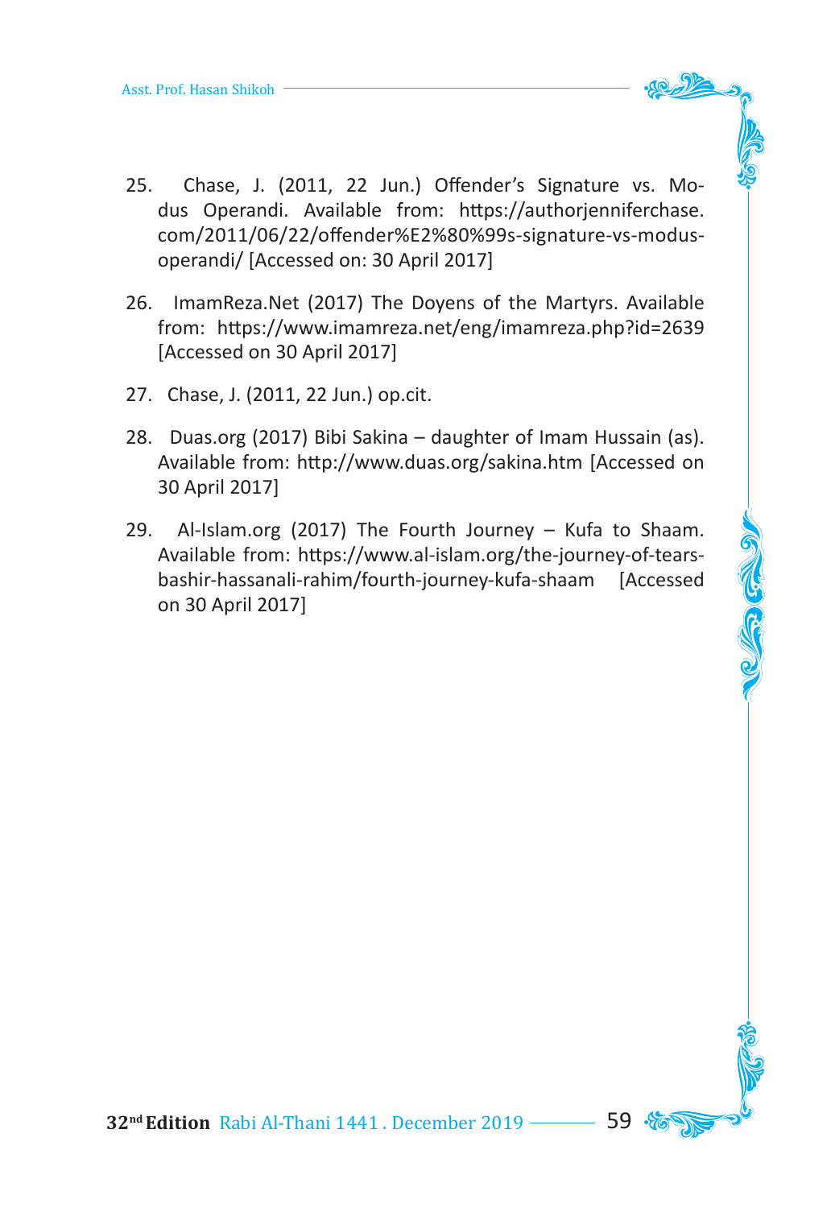25. Chase, J. (2011, 22 Jun.) Offender's Signature vs. Modus Operandi. Available from: https://authorjenniferchase.com/2011/06/22/offender%E2%80%99s-signature-vs-modus-operandi/ [Accessed on: 30 April 2017]

26. ImamReza.Net (2017) The Doyens of the Martyrs. Available from: https://www.imamreza.net/eng/imamreza.php?id=2639 [Accessed on 30 April 2017]

27. Chase, J. (2011, 22 Jun.) op.cit.

28. Duas.org (2017) Bibi Sakina – daughter of Imam Hussain (as). Available from: http://www.duas.org/sakina.htm [Accessed on 30 April 2017]

29. Al-Islam.org (2017) The Fourth Journey – Kufa to Shaam. Available from: https://www.al-islam.org/the-journey-of-tears-bashir-hassanali-rahim/fourth-journey-kufa-shaam [Accessed on 30 April 2017]